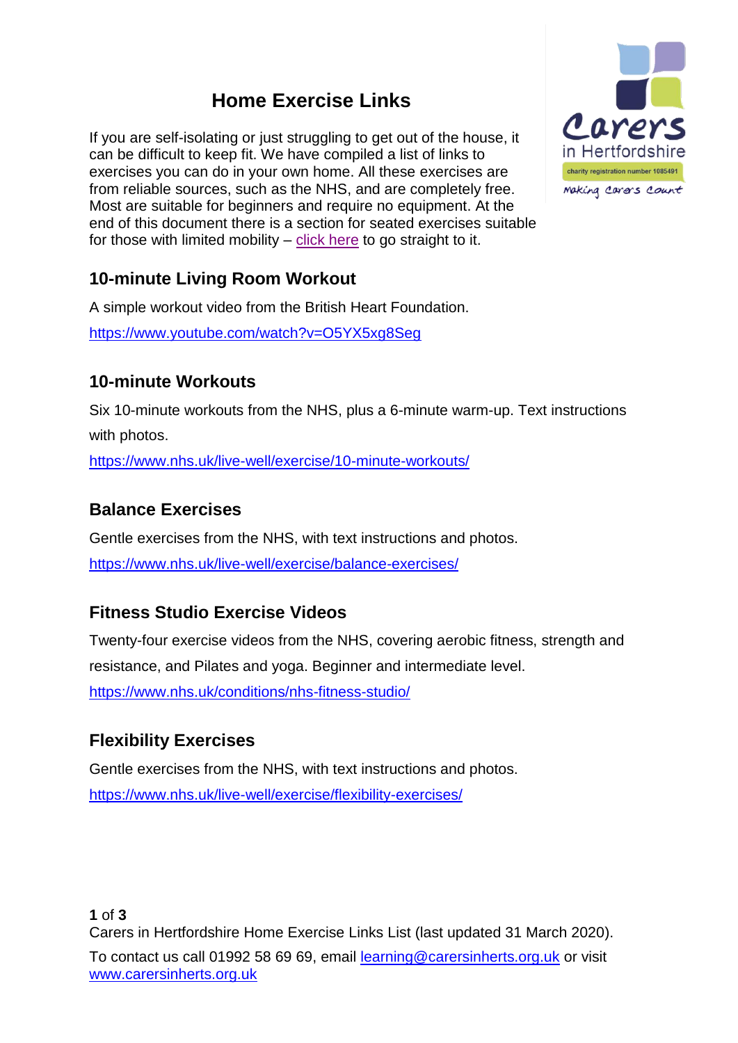# Home Exercise Links

If you are self-isolating or just struggling to get out of the house, it can be difficult to keep fit. We have compiled a list of links to exercises you can do in your own home. All these exercises are from reliable sources, such as the NHS, and are completely free. Most are suitable for beginners and require no equipment. At the end of this document there is a section for seated exercises suitable for those with limited mobility – click here to go straight to it.

## 10-minute Living Room Workout

A simple workout video from the British Heart Foundation.

https://www.youtube.com/watch?v=O5YX5xg8Seg

## 10-minute Workouts

Six 10-minute workouts from the NHS, plus a 6-minute warm-up. Text instructions with photos.

https://www.nhs.uk/live-well/exercise/10-minute-workouts/

## Balance Exercises

Gentle exercises from the NHS, with text instructions and photos.

https://www.nhs.uk/live-well/exercise/balance-exercises/

## Fitness Studio Exercise Videos

Twenty-four exercise videos from the NHS, covering aerobic fitness, strength and resistance, and Pilates and yoga. Beginner and intermediate level.

https://www.nhs.uk/conditions/nhs-fitness-studio/

## Flexibility Exercises

Gentle exercises from the NHS, with text instructions and photos.

https://www.nhs.uk/live-well/exercise/flexibility-exercises/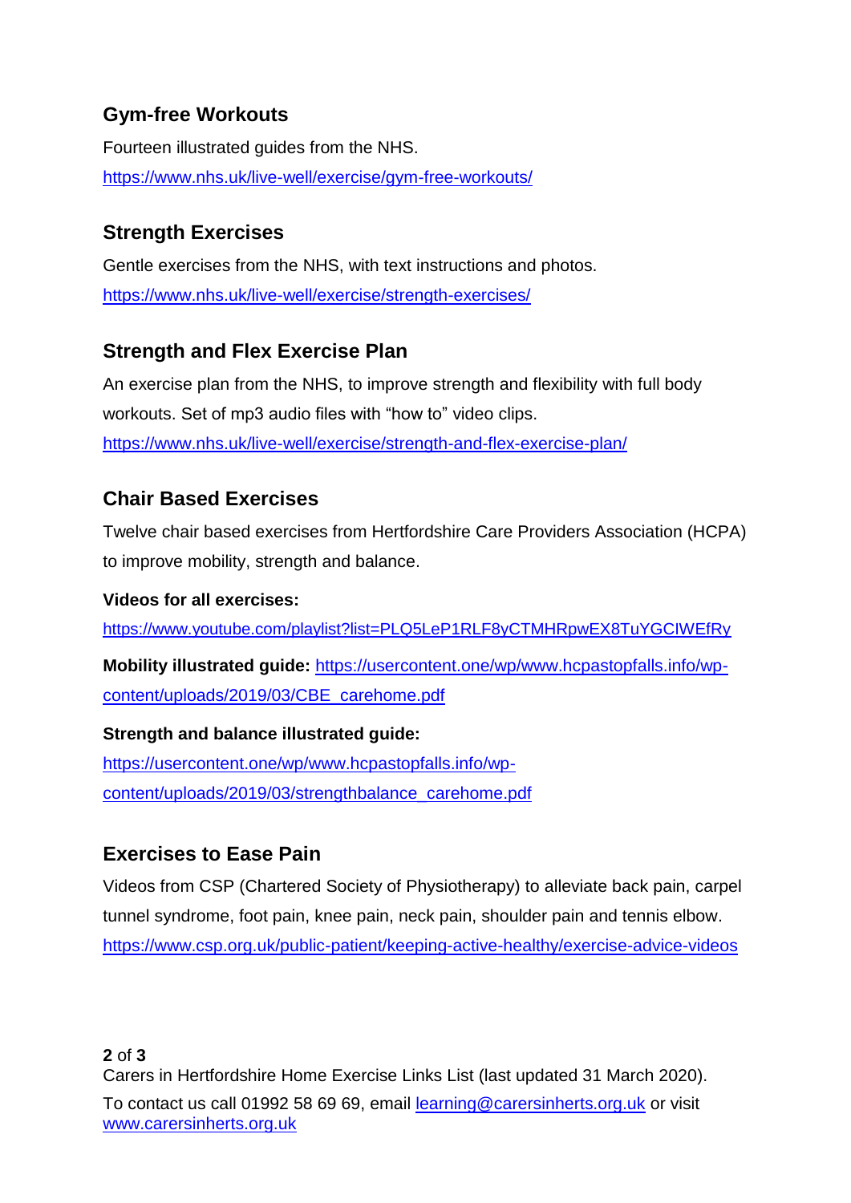## Gym-free Workouts

Fourteen illustrated guides from the NHS.

https://www.nhs.uk/live-well/exercise/gym-free-workouts/

## Strength Exercises

Gentle exercises from the NHS, with text instructions and photos.

https://www.nhs.uk/live-well/exercise/strength-exercises/

## Strength and Flex Exercise Plan

An exercise plan from the NHS, to improve strength and flexibility with full body workouts. Set of mp3 audio files with "how to" video clips.

https://www.nhs.uk/live-well/exercise/strength-and-flex-exercise-plan/

## Chair Based Exercises

Twelve chair based exercises from Hertfordshire Care Providers Association (HCPA) to improve mobility, strength and balance.

**Videos for all exercises:**

https://www.youtube.com/playlist?list=PLQ5LeP1RLF8yCTMHRpwEX8TuYGCIWEfRy

**Mobility illustrated guide:** https://usercontent.one/wp/www.hcpastopfalls.info/wp-content/uploads/2019/03/CBE_carehome.pdf

**Strength and balance illustrated guide:**

https://usercontent.one/wp/www.hcpastopfalls.info/wp-content/uploads/2019/03/strengthbalance_carehome.pdf

## Exercises to Ease Pain

Videos from CSP (Chartered Society of Physiotherapy) to alleviate back pain, carpel tunnel syndrome, foot pain, knee pain, neck pain, shoulder pain and tennis elbow.

https://www.csp.org.uk/public-patient/keeping-active-healthy/exercise-advice-videos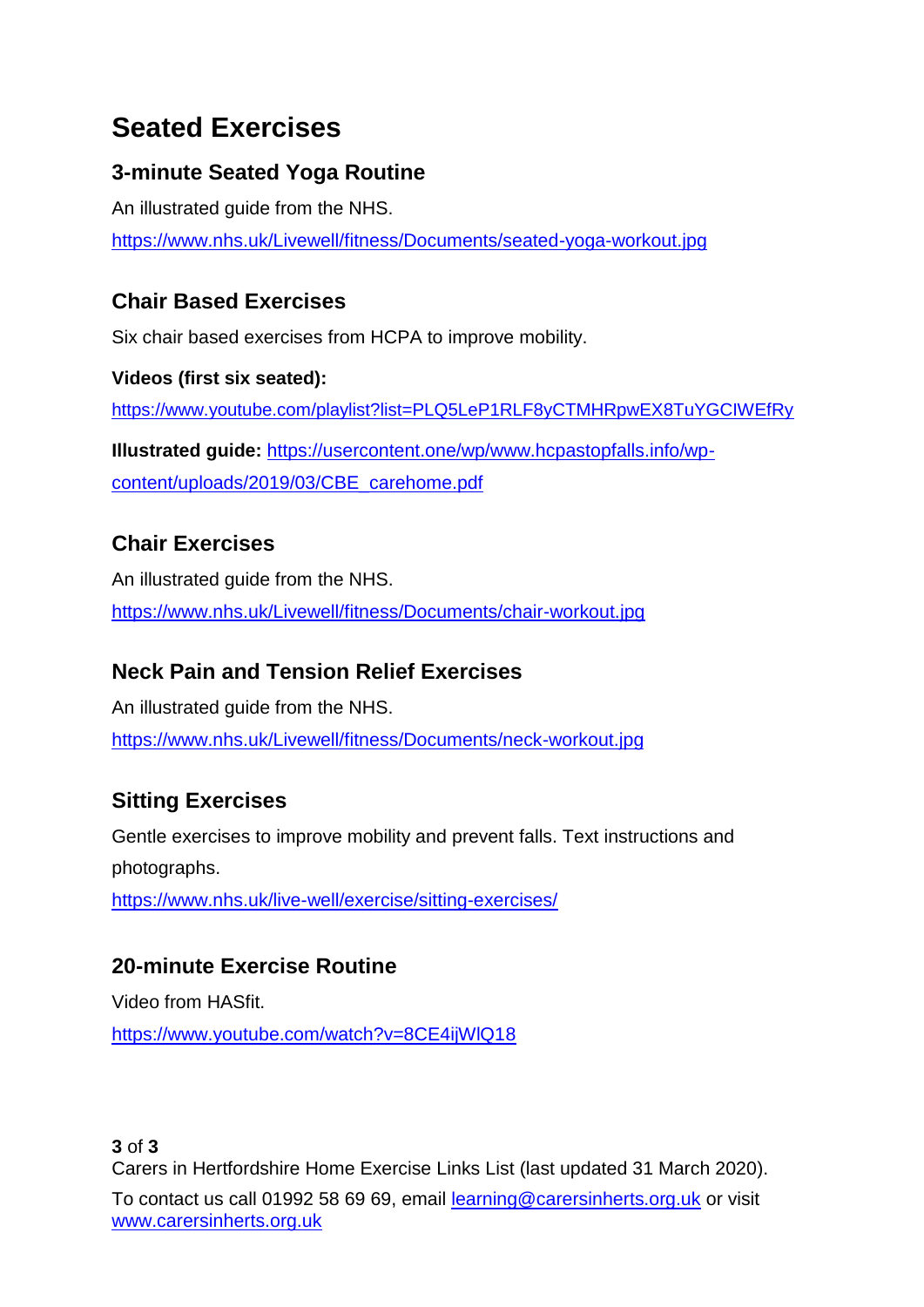# Seated Exercises

## 3-minute Seated Yoga Routine

An illustrated guide from the NHS.

https://www.nhs.uk/Livewell/fitness/Documents/seated-yoga-workout.jpg

## Chair Based Exercises

Six chair based exercises from HCPA to improve mobility.

**Videos (first six seated):**

https://www.youtube.com/playlist?list=PLQ5LeP1RLF8yCTMHRpwEX8TuYGCIWEfRy

**Illustrated guide:** https://usercontent.one/wp/www.hcpastopfalls.info/wp-content/uploads/2019/03/CBE_carehome.pdf

## Chair Exercises

An illustrated guide from the NHS.

https://www.nhs.uk/Livewell/fitness/Documents/chair-workout.jpg

## Neck Pain and Tension Relief Exercises

An illustrated guide from the NHS.

https://www.nhs.uk/Livewell/fitness/Documents/neck-workout.jpg

## Sitting Exercises

Gentle exercises to improve mobility and prevent falls. Text instructions and photographs.

https://www.nhs.uk/live-well/exercise/sitting-exercises/

## 20-minute Exercise Routine

Video from HASfit.

https://www.youtube.com/watch?v=8CE4ijWlQ18

Carers in Hertfordshire Home Exercise Links List (last updated 31 March 2020).

To contact us call 01992 58 69 69, email learning@carersinherts.org.uk or visit www.carersinherts.org.uk